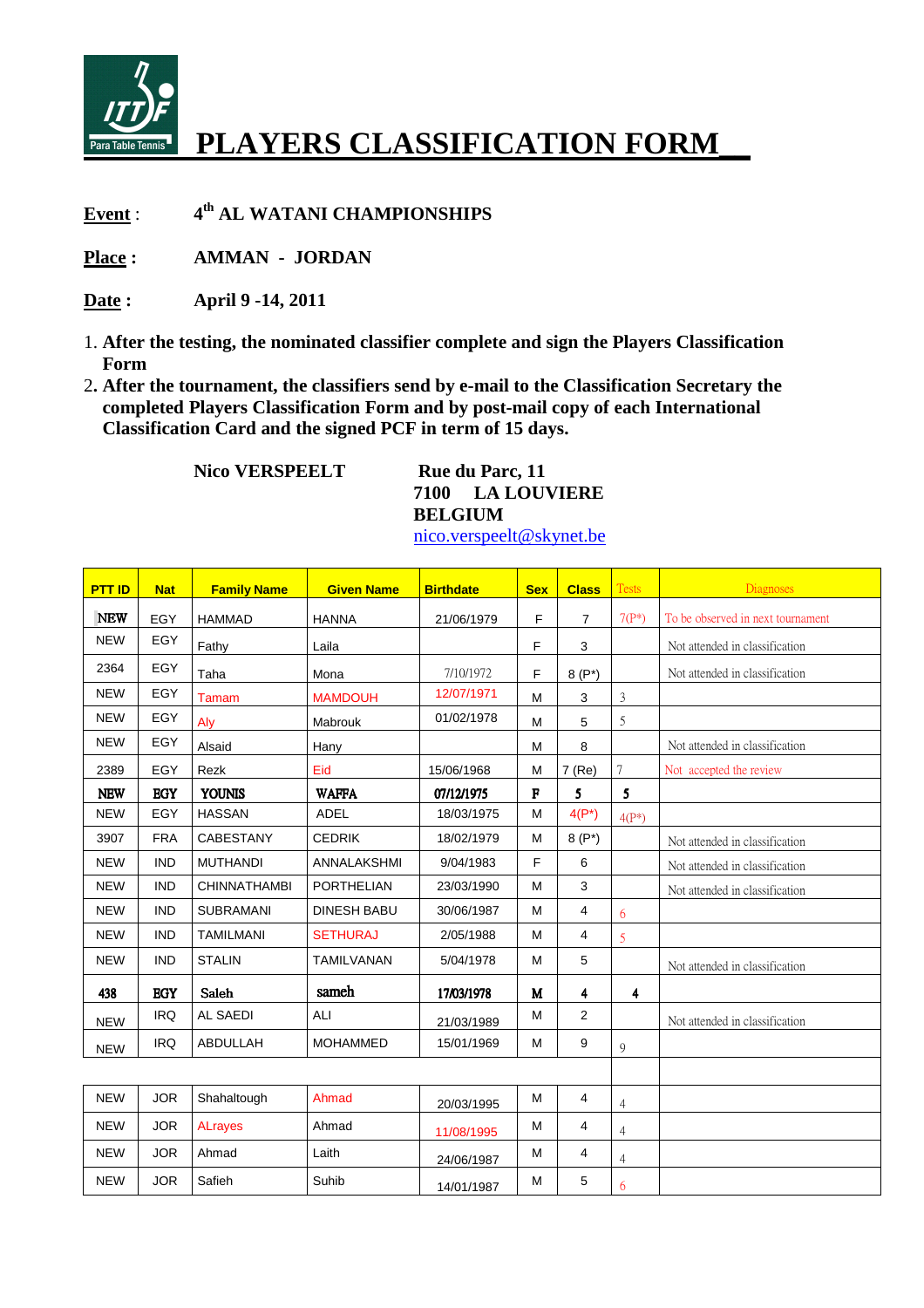# PLAYERS CLASSIFICATION FORM

**Event** : **4th AL WATANI CHAMPIONSHIPS**

**Place :** **AMMAN - JORDAN**

**Date :** **April 9 -14, 2011**

1. **After the testing, the nominated classifier complete and sign the Players Classification Form**
2. **After the tournament, the classifiers send by e-mail to the Classification Secretary the completed Players Classification Form and by post-mail copy of each International Classification Card and the signed PCF in term of 15 days.**

**Nico VERSPEELT**

**Rue du Parc, 11**
**7100 LA LOUVIERE**
**BELGIUM**
nico.verspeelt@skynet.be

| PTT ID | Nat | Family Name | Given Name | Birthdate | Sex | Class | Tests | Diagnoses |
|---|---|---|---|---|---|---|---|---|
| NEW | EGY | HAMMAD | HANNA | 21/06/1979 | F | 7 | 7(P*) | To be observed in next tournament |
| NEW | EGY | Fathy | Laila | | F | 3 | | Not attended in classification |
| 2364 | EGY | Taha | Mona | 7/10/1972 | F | 8 (P*) | | Not attended in classification |
| NEW | EGY | Tamam | MAMDOUH | 12/07/1971 | M | 3 | 3 | |
| NEW | EGY | Aly | Mabrouk | 01/02/1978 | M | 5 | 5 | |
| NEW | EGY | Alsaid | Hany | | M | 8 | | Not attended in classification |
| 2389 | EGY | Rezk | Eid | 15/06/1968 | M | 7 (Re) | 7 | Not accepted the review |
| NEW | EGY | YOUNIS | WAFFA | 07/12/1975 | F | 5 | 5 | |
| NEW | EGY | HASSAN | ADEL | 18/03/1975 | M | 4(P*) | 4(P*) | |
| 3907 | FRA | CABESTANY | CEDRIK | 18/02/1979 | M | 8 (P*) | | Not attended in classification |
| NEW | IND | MUTHANDI | ANNALAKSHMI | 9/04/1983 | F | 6 | | Not attended in classification |
| NEW | IND | CHINNATHAMBI | PORTHELIAN | 23/03/1990 | M | 3 | | Not attended in classification |
| NEW | IND | SUBRAMANI | DINESH BABU | 30/06/1987 | M | 4 | 6 | |
| NEW | IND | TAMILMANI | SETHURAJ | 2/05/1988 | M | 4 | 5 | |
| NEW | IND | STALIN | TAMILVANAN | 5/04/1978 | M | 5 | | Not attended in classification |
| 438 | EGY | Saleh | sameh | 17/03/1978 | M | 4 | 4 | |
| NEW | IRQ | AL SAEDI | ALI | 21/03/1989 | M | 2 | | Not attended in classification |
| NEW | IRQ | ABDULLAH | MOHAMMED | 15/01/1969 | M | 9 | 9 | |
| | | | | | | | | |
| NEW | JOR | Shahaltough | Ahmad | 20/03/1995 | M | 4 | 4 | |
| NEW | JOR | ALrayes | Ahmad | 11/08/1995 | M | 4 | 4 | |
| NEW | JOR | Ahmad | Laith | 24/06/1987 | M | 4 | 4 | |
| NEW | JOR | Safieh | Suhib | 14/01/1987 | M | 5 | 6 | |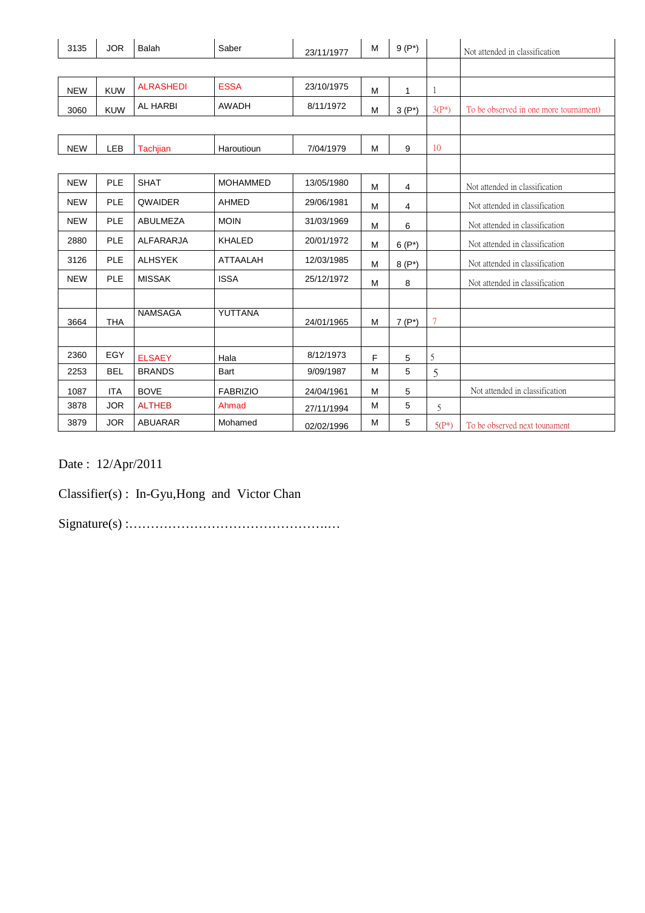| | | | | | | | | |
|---|---|---|---|---|---|---|---|---|
| 3135 | JOR | Balah | Saber | 23/11/1977 | M | 9 (P*) | | Not attended in classification |
| | | | | | | | | |
| NEW | KUW | ALRASHEDI | ESSA | 23/10/1975 | M | 1 | 1 | |
| 3060 | KUW | AL HARBI | AWADH | 8/11/1972 | M | 3 (P*) | 3(P*) | To be observed in one more tournament) |
| | | | | | | | | |
| NEW | LEB | Tachjian | Haroutioun | 7/04/1979 | M | 9 | 10 | |
| | | | | | | | | |
| NEW | PLE | SHAT | MOHAMMED | 13/05/1980 | M | 4 | | Not attended in classification |
| NEW | PLE | QWAIDER | AHMED | 29/06/1981 | M | 4 | | Not attended in classification |
| NEW | PLE | ABULMEZA | MOIN | 31/03/1969 | M | 6 | | Not attended in classification |
| 2880 | PLE | ALFARARJA | KHALED | 20/01/1972 | M | 6 (P*) | | Not attended in classification |
| 3126 | PLE | ALHSYEK | ATTAALAH | 12/03/1985 | M | 8 (P*) | | Not attended in classification |
| NEW | PLE | MISSAK | ISSA | 25/12/1972 | M | 8 | | Not attended in classification |
| | | | | | | | | |
| 3664 | THA | NAMSAGA | YUTTANA | 24/01/1965 | M | 7 (P*) | 7 | |
| | | | | | | | | |
| 2360 | EGY | ELSAEY | Hala | 8/12/1973 | F | 5 | 5 | |
| 2253 | BEL | BRANDS | Bart | 9/09/1987 | M | 5 | 5 | |
| 1087 | ITA | BOVE | FABRIZIO | 24/04/1961 | M | 5 | | Not attended in classification |
| 3878 | JOR | ALTHEB | Ahmad | 27/11/1994 | M | 5 | 5 | |
| 3879 | JOR | ABUARAR | Mohamed | 02/02/1996 | M | 5 | 5(P*) | To be observed next tounament |

Date : 12/Apr/2011

Classifier(s) : In-Gyu,Hong and Victor Chan

Signature(s) :…………………………………………..…